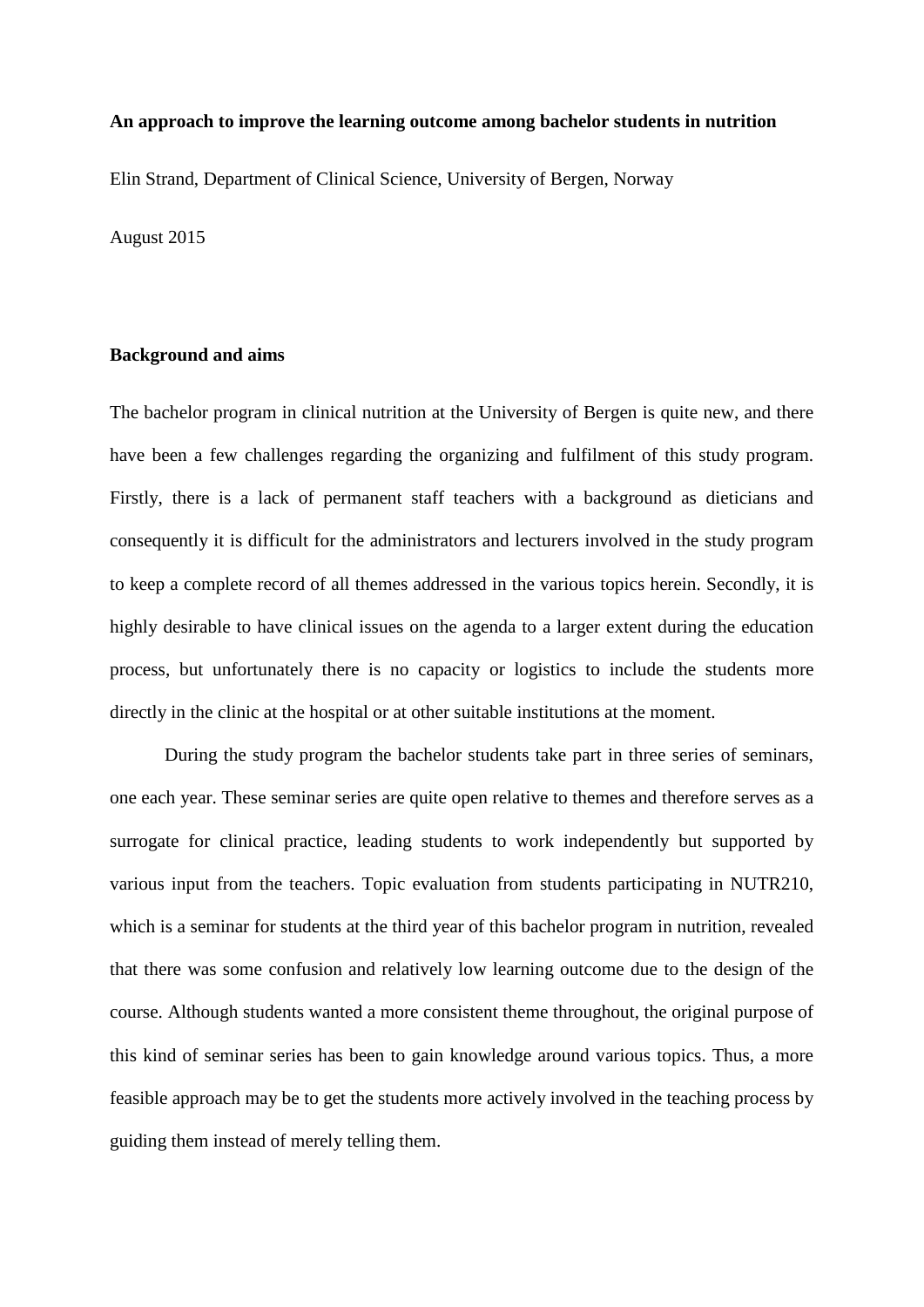# An approach to improve the learning outcome among bachelor students in nutrition

Elin Strand, Department of Clinical Science, University of Bergen, Norway

August 2015

## Background and aims

The bachelor program in clinical nutrition at the University of Bergen is quite new, and there have been a few challenges regarding the organizing and fulfilment of this study program. Firstly, there is a lack of permanent staff teachers with a background as dieticians and consequently it is difficult for the administrators and lecturers involved in the study program to keep a complete record of all themes addressed in the various topics herein. Secondly, it is highly desirable to have clinical issues on the agenda to a larger extent during the education process, but unfortunately there is no capacity or logistics to include the students more directly in the clinic at the hospital or at other suitable institutions at the moment.

During the study program the bachelor students take part in three series of seminars, one each year. These seminar series are quite open relative to themes and therefore serves as a surrogate for clinical practice, leading students to work independently but supported by various input from the teachers. Topic evaluation from students participating in NUTR210, which is a seminar for students at the third year of this bachelor program in nutrition, revealed that there was some confusion and relatively low learning outcome due to the design of the course. Although students wanted a more consistent theme throughout, the original purpose of this kind of seminar series has been to gain knowledge around various topics. Thus, a more feasible approach may be to get the students more actively involved in the teaching process by guiding them instead of merely telling them.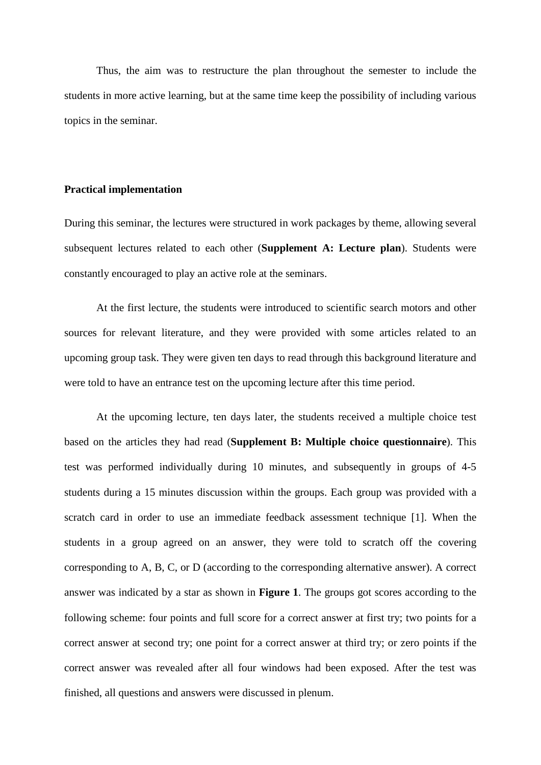Thus, the aim was to restructure the plan throughout the semester to include the students in more active learning, but at the same time keep the possibility of including various topics in the seminar.

### Practical implementation

During this seminar, the lectures were structured in work packages by theme, allowing several subsequent lectures related to each other (**Supplement A: Lecture plan**). Students were constantly encouraged to play an active role at the seminars.

At the first lecture, the students were introduced to scientific search motors and other sources for relevant literature, and they were provided with some articles related to an upcoming group task. They were given ten days to read through this background literature and were told to have an entrance test on the upcoming lecture after this time period.

At the upcoming lecture, ten days later, the students received a multiple choice test based on the articles they had read (**Supplement B: Multiple choice questionnaire**). This test was performed individually during 10 minutes, and subsequently in groups of 4-5 students during a 15 minutes discussion within the groups. Each group was provided with a scratch card in order to use an immediate feedback assessment technique [1]. When the students in a group agreed on an answer, they were told to scratch off the covering corresponding to A, B, C, or D (according to the corresponding alternative answer). A correct answer was indicated by a star as shown in **Figure 1**. The groups got scores according to the following scheme: four points and full score for a correct answer at first try; two points for a correct answer at second try; one point for a correct answer at third try; or zero points if the correct answer was revealed after all four windows had been exposed. After the test was finished, all questions and answers were discussed in plenum.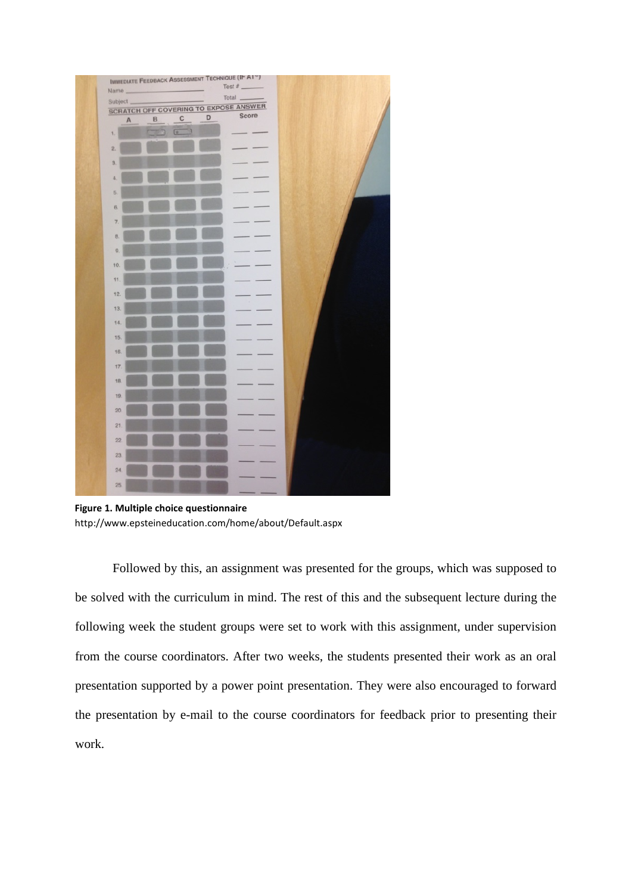**Figure 1. Multiple choice questionnaire**
http://www.epsteineducation.com/home/about/Default.aspx

Followed by this, an assignment was presented for the groups, which was supposed to be solved with the curriculum in mind. The rest of this and the subsequent lecture during the following week the student groups were set to work with this assignment, under supervision from the course coordinators. After two weeks, the students presented their work as an oral presentation supported by a power point presentation. They were also encouraged to forward the presentation by e-mail to the course coordinators for feedback prior to presenting their work.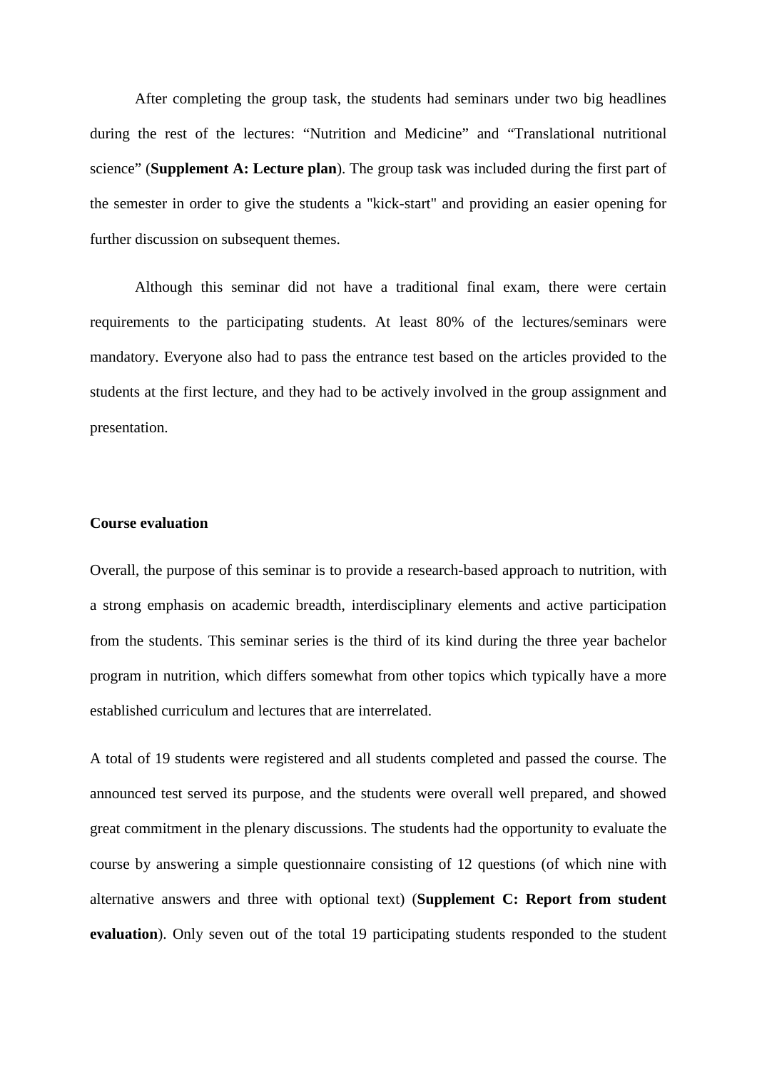After completing the group task, the students had seminars under two big headlines during the rest of the lectures: “Nutrition and Medicine” and “Translational nutritional science” (**Supplement A: Lecture plan**). The group task was included during the first part of the semester in order to give the students a "kick-start" and providing an easier opening for further discussion on subsequent themes.

Although this seminar did not have a traditional final exam, there were certain requirements to the participating students. At least 80% of the lectures/seminars were mandatory. Everyone also had to pass the entrance test based on the articles provided to the students at the first lecture, and they had to be actively involved in the group assignment and presentation.

**Course evaluation**

Overall, the purpose of this seminar is to provide a research-based approach to nutrition, with a strong emphasis on academic breadth, interdisciplinary elements and active participation from the students. This seminar series is the third of its kind during the three year bachelor program in nutrition, which differs somewhat from other topics which typically have a more established curriculum and lectures that are interrelated.

A total of 19 students were registered and all students completed and passed the course. The announced test served its purpose, and the students were overall well prepared, and showed great commitment in the plenary discussions. The students had the opportunity to evaluate the course by answering a simple questionnaire consisting of 12 questions (of which nine with alternative answers and three with optional text) (**Supplement C: Report from student evaluation**). Only seven out of the total 19 participating students responded to the student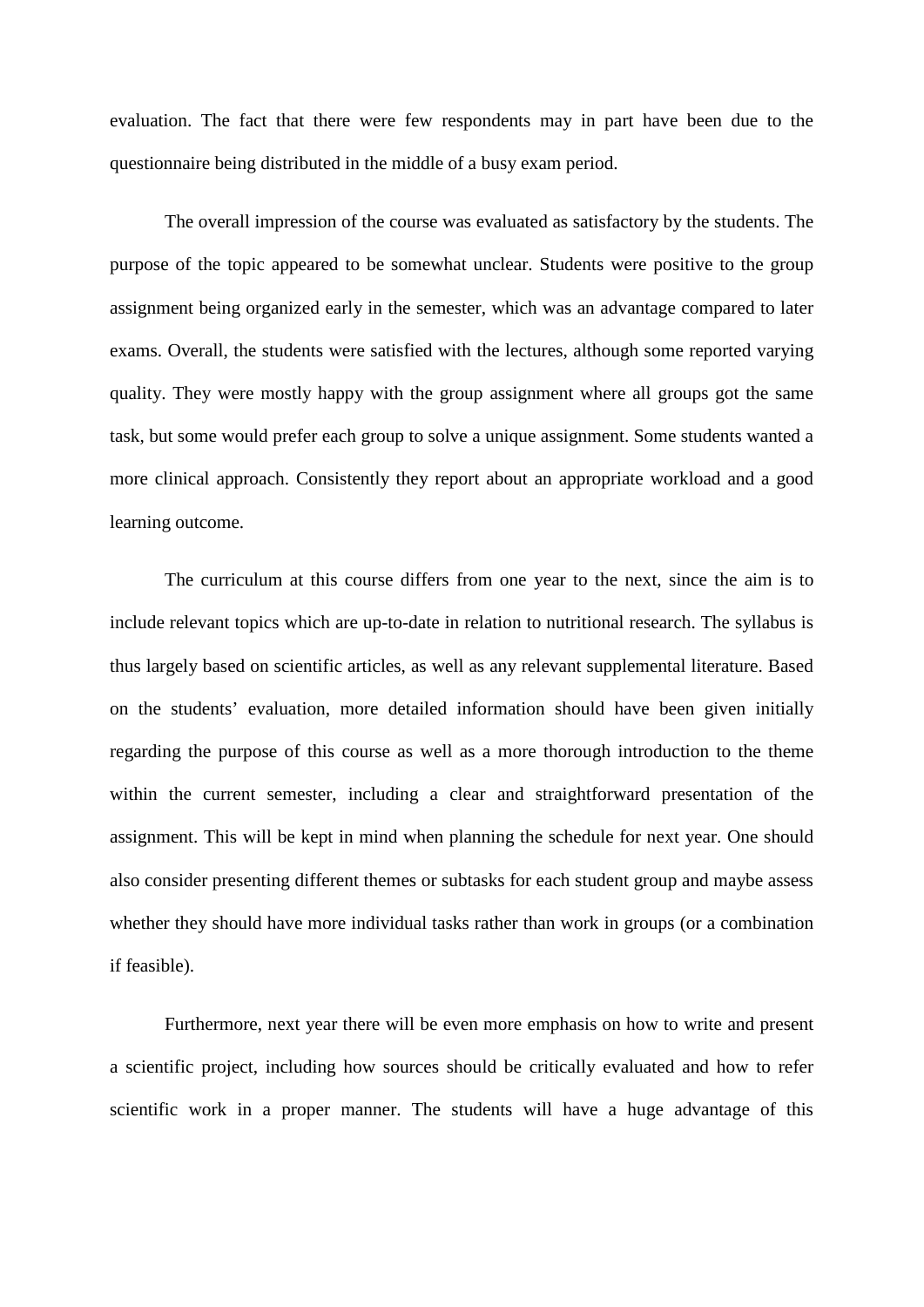evaluation. The fact that there were few respondents may in part have been due to the questionnaire being distributed in the middle of a busy exam period.

The overall impression of the course was evaluated as satisfactory by the students. The purpose of the topic appeared to be somewhat unclear. Students were positive to the group assignment being organized early in the semester, which was an advantage compared to later exams. Overall, the students were satisfied with the lectures, although some reported varying quality. They were mostly happy with the group assignment where all groups got the same task, but some would prefer each group to solve a unique assignment. Some students wanted a more clinical approach. Consistently they report about an appropriate workload and a good learning outcome.

The curriculum at this course differs from one year to the next, since the aim is to include relevant topics which are up-to-date in relation to nutritional research. The syllabus is thus largely based on scientific articles, as well as any relevant supplemental literature. Based on the students' evaluation, more detailed information should have been given initially regarding the purpose of this course as well as a more thorough introduction to the theme within the current semester, including a clear and straightforward presentation of the assignment. This will be kept in mind when planning the schedule for next year. One should also consider presenting different themes or subtasks for each student group and maybe assess whether they should have more individual tasks rather than work in groups (or a combination if feasible).

Furthermore, next year there will be even more emphasis on how to write and present a scientific project, including how sources should be critically evaluated and how to refer scientific work in a proper manner. The students will have a huge advantage of this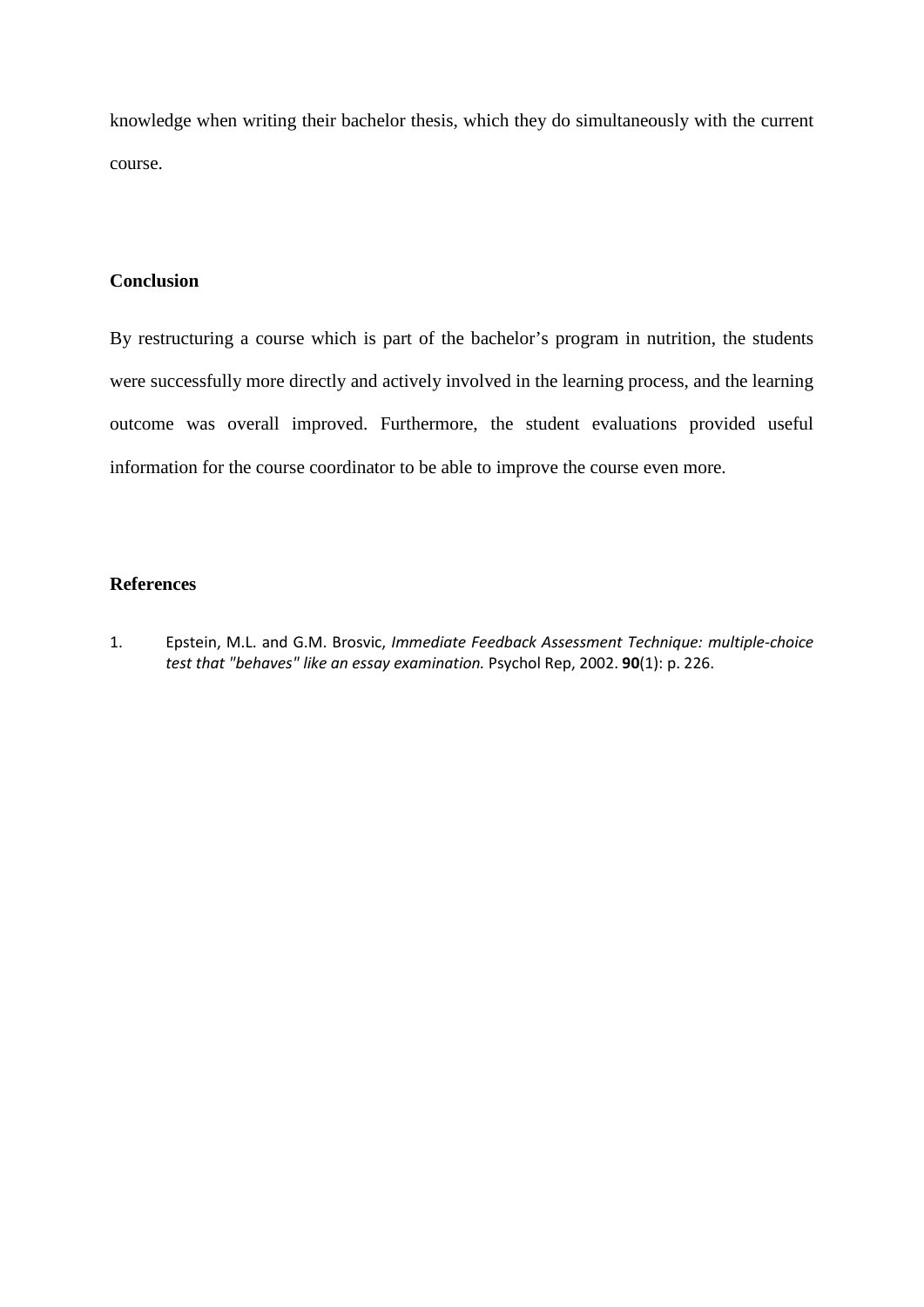knowledge when writing their bachelor thesis, which they do simultaneously with the current course.

## Conclusion

By restructuring a course which is part of the bachelor’s program in nutrition, the students were successfully more directly and actively involved in the learning process, and the learning outcome was overall improved. Furthermore, the student evaluations provided useful information for the course coordinator to be able to improve the course even more.

## References

1. Epstein, M.L. and G.M. Brosvic, *Immediate Feedback Assessment Technique: multiple-choice test that "behaves" like an essay examination.* Psychol Rep, 2002. **90**(1): p. 226.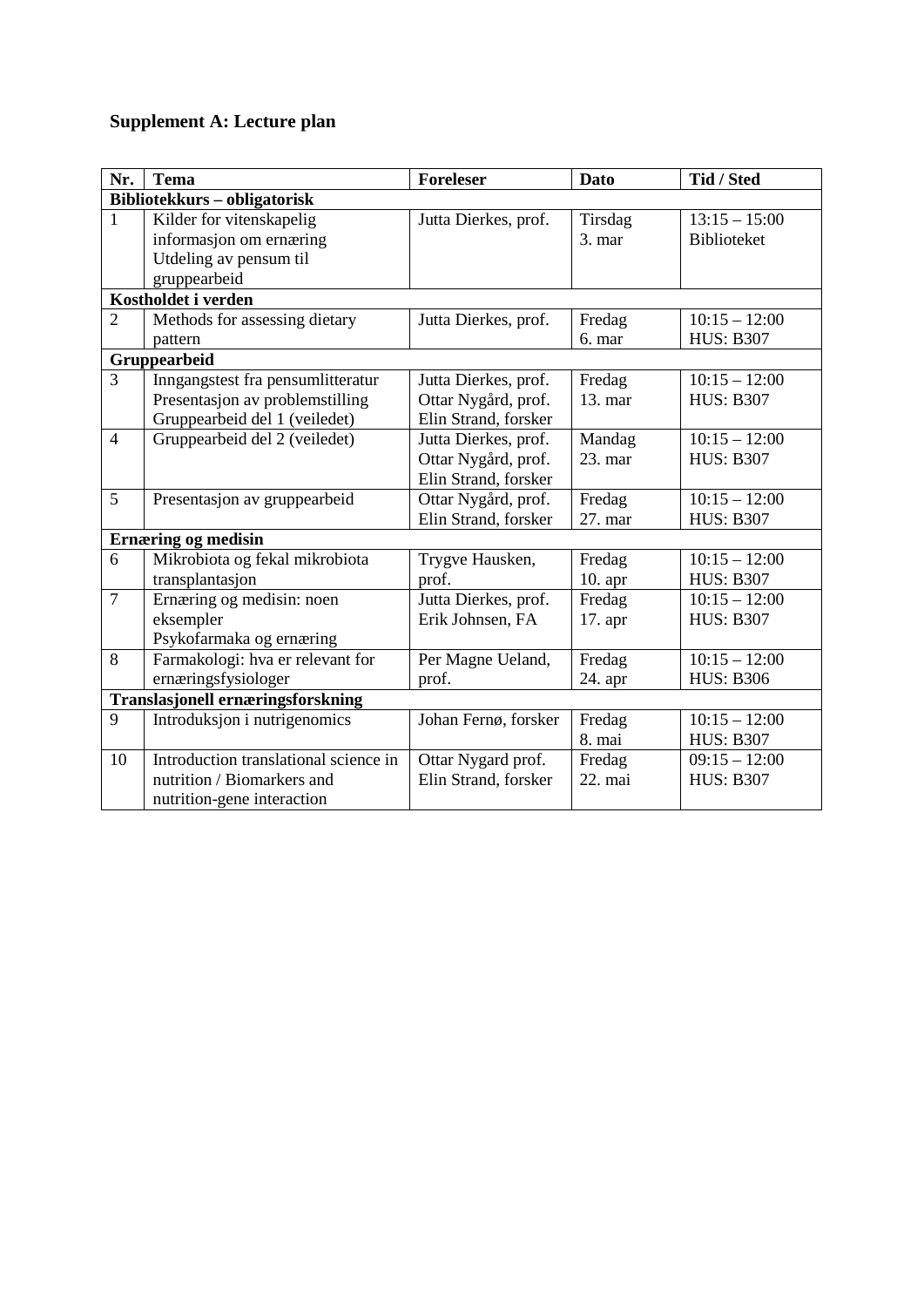## Supplement A: Lecture plan

| Nr. | Tema | Foreleser | Dato | Tid / Sted |
|---|---|---|---|---|
| **Bibliotekkurs – obligatorisk** | | | | |
| 1 | Kilder for vitenskapelig informasjon om ernæring<br>Utdeling av pensum til gruppearbeid | Jutta Dierkes, prof. | Tirsdag 3. mar | 13:15 – 15:00 Biblioteket |
| **Kostholdet i verden** | | | | |
| 2 | Methods for assessing dietary pattern | Jutta Dierkes, prof. | Fredag 6. mar | 10:15 – 12:00 HUS: B307 |
| **Gruppearbeid** | | | | |
| 3 | Inngangstest fra pensumlitteratur<br>Presentasjon av problemstilling<br>Gruppearbeid del 1 (veiledet) | Jutta Dierkes, prof.<br>Ottar Nygård, prof.<br>Elin Strand, forsker | Fredag 13. mar | 10:15 – 12:00 HUS: B307 |
| 4 | Gruppearbeid del 2 (veiledet) | Jutta Dierkes, prof.<br>Ottar Nygård, prof.<br>Elin Strand, forsker | Mandag 23. mar | 10:15 – 12:00 HUS: B307 |
| 5 | Presentasjon av gruppearbeid | Ottar Nygård, prof.<br>Elin Strand, forsker | Fredag 27. mar | 10:15 – 12:00 HUS: B307 |
| **Ernæring og medisin** | | | | |
| 6 | Mikrobiota og fekal mikrobiota transplantasjon | Trygve Hausken, prof. | Fredag 10. apr | 10:15 – 12:00 HUS: B307 |
| 7 | Ernæring og medisin: noen eksempler<br>Psykofarmaka og ernæring | Jutta Dierkes, prof.<br>Erik Johnsen, FA | Fredag 17. apr | 10:15 – 12:00 HUS: B307 |
| 8 | Farmakologi: hva er relevant for ernæringsfysiologer | Per Magne Ueland, prof. | Fredag 24. apr | 10:15 – 12:00 HUS: B306 |
| **Translasjonell ernæringsforskning** | | | | |
| 9 | Introduksjon i nutrigenomics | Johan Fernø, forsker | Fredag 8. mai | 10:15 – 12:00 HUS: B307 |
| 10 | Introduction translational science in nutrition / Biomarkers and nutrition-gene interaction | Ottar Nygard prof.<br>Elin Strand, forsker | Fredag 22. mai | 09:15 – 12:00 HUS: B307 |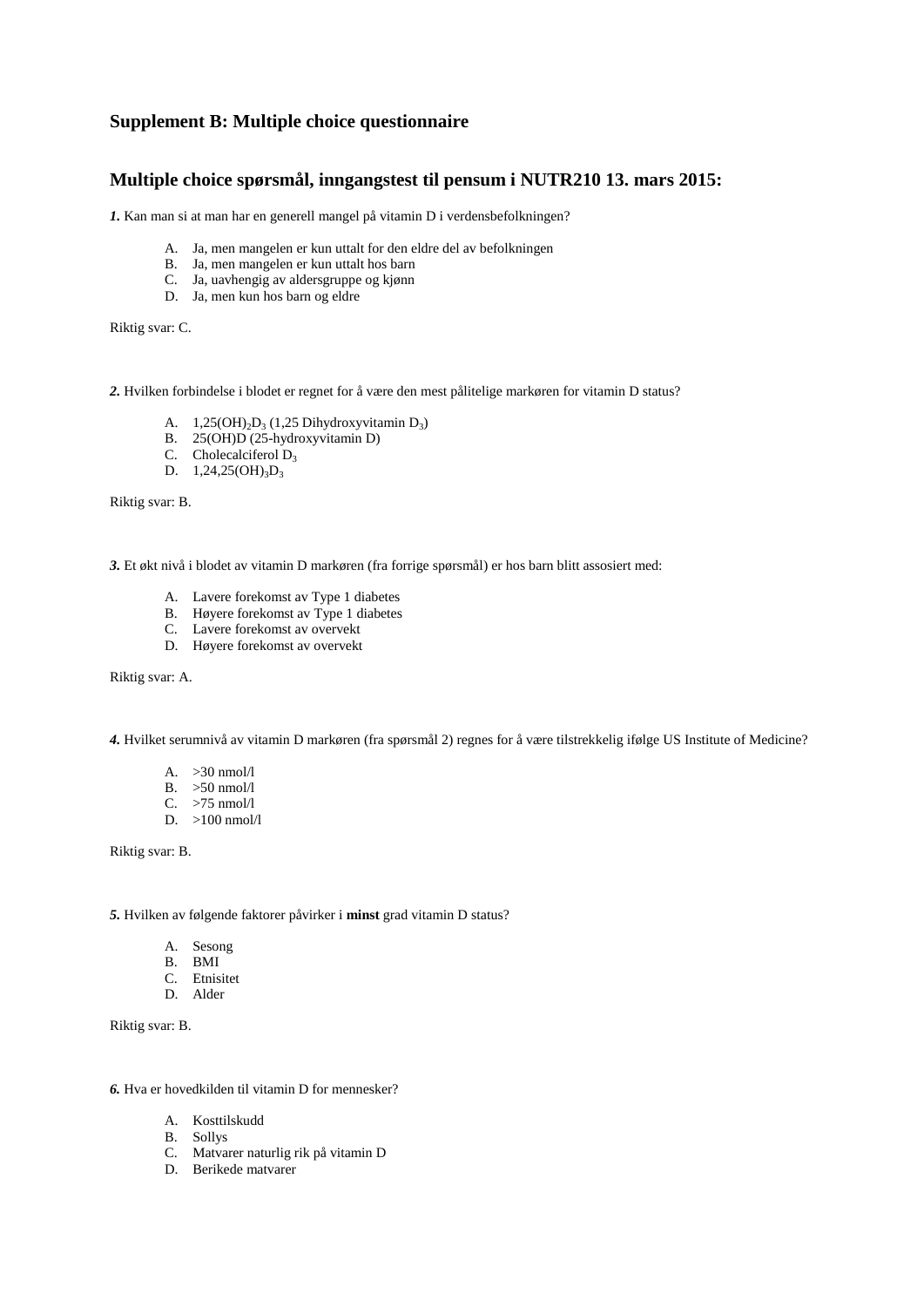## Supplement B: Multiple choice questionnaire

## Multiple choice spørsmål, inngangstest til pensum i NUTR210 13. mars 2015:

***1.*** Kan man si at man har en generell mangel på vitamin D i verdensbefolkningen?

A. Ja, men mangelen er kun uttalt for den eldre del av befolkningen
B. Ja, men mangelen er kun uttalt hos barn
C. Ja, uavhengig av aldersgruppe og kjønn
D. Ja, men kun hos barn og eldre

Riktig svar: C.

***2.*** Hvilken forbindelse i blodet er regnet for å være den mest pålitelige markøren for vitamin D status?

A. 1,25$(OH)_2D_3$ (1,25 Dihydroxyvitamin $D_3$)
B. 25(OH)D (25-hydroxyvitamin D)
C. Cholecalciferol $D_3$
D. 1,24,25$(OH)_3D_3$

Riktig svar: B.

***3.*** Et økt nivå i blodet av vitamin D markøren (fra forrige spørsmål) er hos barn blitt assosiert med:

A. Lavere forekomst av Type 1 diabetes
B. Høyere forekomst av Type 1 diabetes
C. Lavere forekomst av overvekt
D. Høyere forekomst av overvekt

Riktig svar: A.

***4.*** Hvilket serumnivå av vitamin D markøren (fra spørsmål 2) regnes for å være tilstrekkelig ifølge US Institute of Medicine?

A. >30 nmol/l
B. >50 nmol/l
C. >75 nmol/l
D. >100 nmol/l

Riktig svar: B.

***5.*** Hvilken av følgende faktorer påvirker i **minst** grad vitamin D status?

A. Sesong
B. BMI
C. Etnisitet
D. Alder

Riktig svar: B.

***6.*** Hva er hovedkilden til vitamin D for mennesker?

A. Kosttilskudd
B. Sollys
C. Matvarer naturlig rik på vitamin D
D. Berikede matvarer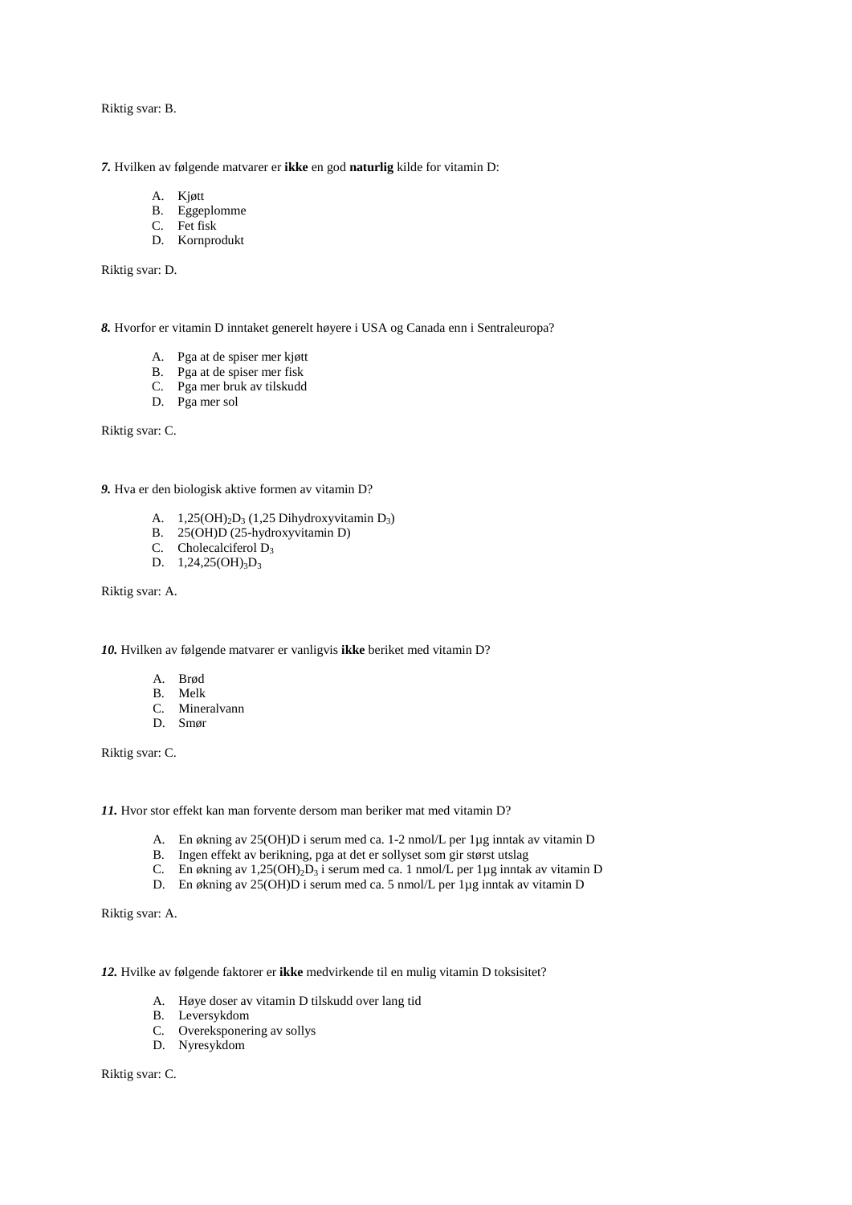Riktig svar: B.

***7.*** Hvilken av følgende matvarer er **ikke** en god **naturlig** kilde for vitamin D:

A. Kjøtt
B. Eggeplomme
C. Fet fisk
D. Kornprodukt

Riktig svar: D.

***8.*** Hvorfor er vitamin D inntaket generelt høyere i USA og Canada enn i Sentraleuropa?

A. Pga at de spiser mer kjøtt
B. Pga at de spiser mer fisk
C. Pga mer bruk av tilskudd
D. Pga mer sol

Riktig svar: C.

***9.*** Hva er den biologisk aktive formen av vitamin D?

A. $1,25(OH)_2D_3$ (1,25 Dihydroxyvitamin $D_3$)
B. 25(OH)D (25-hydroxyvitamin D)
C. Cholecalciferol $D_3$
D. $1,24,25(OH)_3D_3$

Riktig svar: A.

***10.*** Hvilken av følgende matvarer er vanligvis **ikke** beriket med vitamin D?

A. Brød
B. Melk
C. Mineralvann
D. Smør

Riktig svar: C.

***11.*** Hvor stor effekt kan man forvente dersom man beriker mat med vitamin D?

A. En økning av 25(OH)D i serum med ca. 1-2 nmol/L per 1µg inntak av vitamin D
B. Ingen effekt av berikning, pga at det er sollyset som gir størst utslag
C. En økning av $1,25(OH)_2D_3$ i serum med ca. 1 nmol/L per 1µg inntak av vitamin D
D. En økning av 25(OH)D i serum med ca. 5 nmol/L per 1µg inntak av vitamin D

Riktig svar: A.

***12.*** Hvilke av følgende faktorer er **ikke** medvirkende til en mulig vitamin D toksisitet?

A. Høye doser av vitamin D tilskudd over lang tid
B. Leversykdom
C. Overeksponering av sollys
D. Nyresykdom

Riktig svar: C.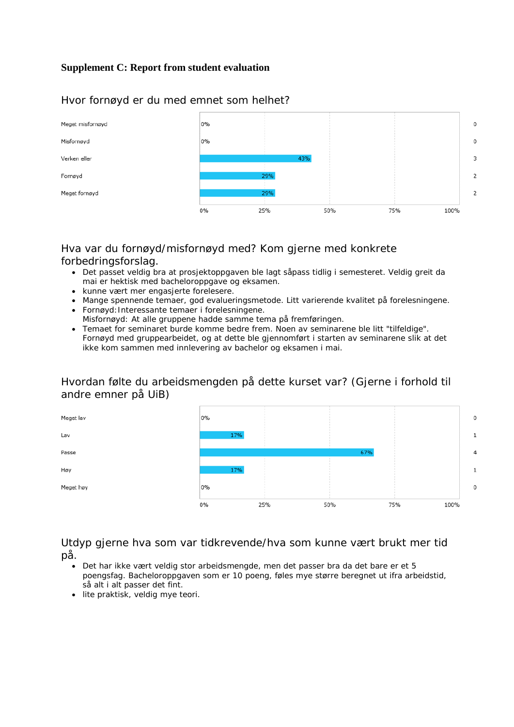**Supplement C: Report from student evaluation**

## Hvor fornøyd er du med emnet som helhet?

| Svar | Prosent | Antall |
|---|---|---|
| Meget misfornøyd | 0% | 0 |
| Misfornøyd | 0% | 0 |
| Verken eller | 43% | 3 |
| Fornøyd | 29% | 2 |
| Meget fornøyd | 29% | 2 |

## Hva var du fornøyd/misfornøyd med? Kom gjerne med konkrete forbedringsforslag.

- Det passet veldig bra at prosjektoppgaven ble lagt såpass tidlig i semesteret. Veldig greit da mai er hektisk med bacheloroppgave og eksamen.
- kunne vært mer engasjerte forelesere.
- Mange spennende temaer, god evalueringsmetode. Litt varierende kvalitet på forelesningene.
- Fornøyd:Interessante temaer i forelesningene.
  Misfornøyd: At alle gruppene hadde samme tema på fremføringen.
- Temaet for seminaret burde komme bedre frem. Noen av seminarene ble litt "tilfeldige". Fornøyd med gruppearbeidet, og at dette ble gjennomført i starten av seminarene slik at det ikke kom sammen med innlevering av bachelor og eksamen i mai.

## Hvordan følte du arbeidsmengden på dette kurset var? (Gjerne i forhold til andre emner på UiB)

| Svar | Prosent | Antall |
|---|---|---|
| Meget lav | 0% | 0 |
| Lav | 17% | 1 |
| Passe | 67% | 4 |
| Høy | 17% | 1 |
| Meget høy | 0% | 0 |

## Utdyp gjerne hva som var tidkrevende/hva som kunne vært brukt mer tid på.

- Det har ikke vært veldig stor arbeidsmengde, men det passer bra da det bare er et 5 poengsfag. Bacheloroppgaven som er 10 poeng, føles mye større beregnet ut ifra arbeidstid, så alt i alt passer det fint.
- lite praktisk, veldig mye teori.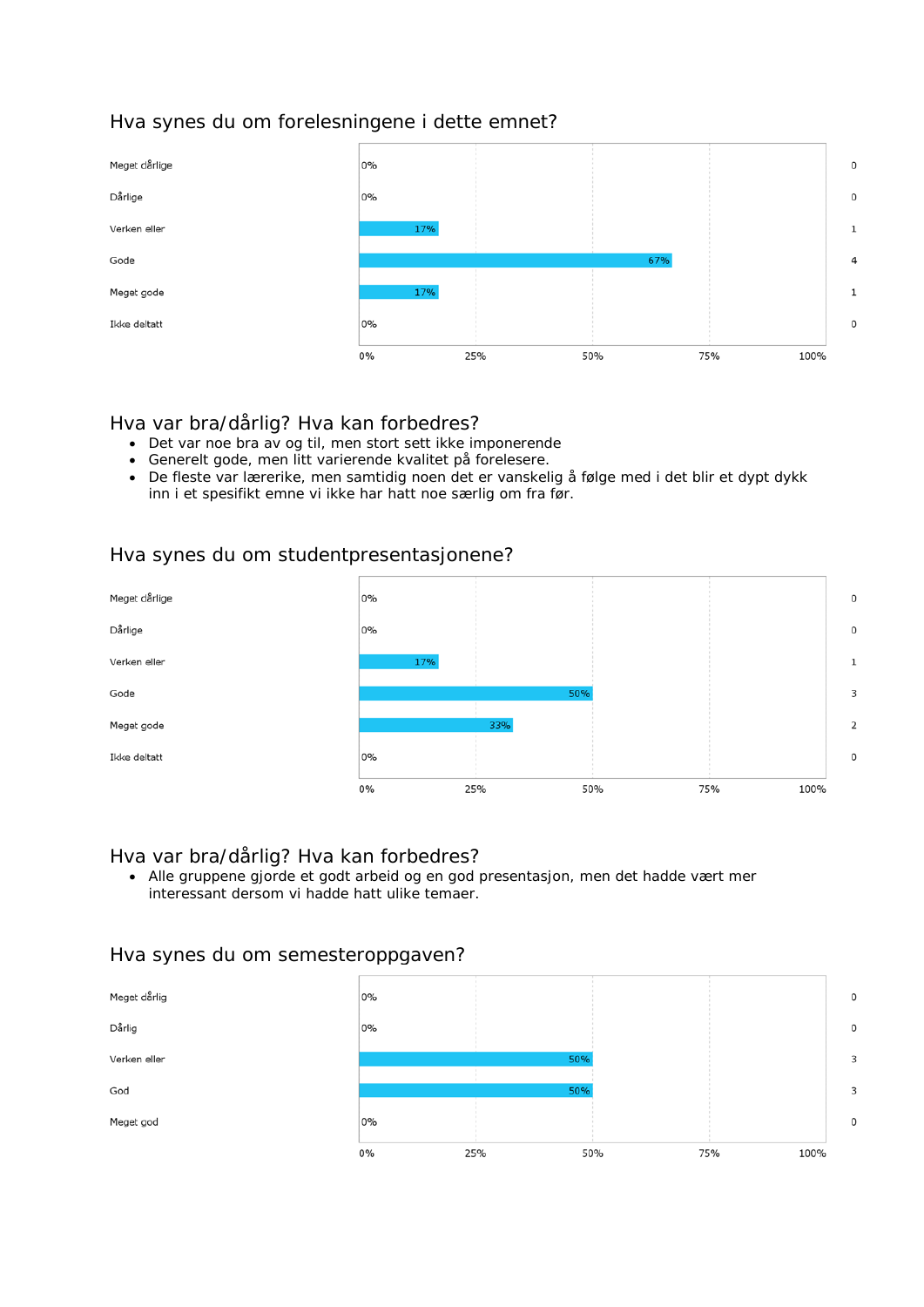## Hva synes du om forelesningene i dette emnet?

| Svar | Prosent | Antall |
|---|---|---|
| Meget dårlige | 0% | 0 |
| Dårlige | 0% | 0 |
| Verken eller | 17% | 1 |
| Gode | 67% | 4 |
| Meget gode | 17% | 1 |
| Ikke deltatt | 0% | 0 |

## Hva var bra/dårlig? Hva kan forbedres?

- Det var noe bra av og til, men stort sett ikke imponerende
- Generelt gode, men litt varierende kvalitet på forelesere.
- De fleste var lærerike, men samtidig noen det er vanskelig å følge med i det blir et dypt dykk inn i et spesifikt emne vi ikke har hatt noe særlig om fra før.

## Hva synes du om studentpresentasjonene?

| Svar | Prosent | Antall |
|---|---|---|
| Meget dårlige | 0% | 0 |
| Dårlige | 0% | 0 |
| Verken eller | 17% | 1 |
| Gode | 50% | 3 |
| Meget gode | 33% | 2 |
| Ikke deltatt | 0% | 0 |

## Hva var bra/dårlig? Hva kan forbedres?

- Alle gruppene gjorde et godt arbeid og en god presentasjon, men det hadde vært mer interessant dersom vi hadde hatt ulike temaer.

## Hva synes du om semesteroppgaven?

| Svar | Prosent | Antall |
|---|---|---|
| Meget dårlig | 0% | 0 |
| Dårlig | 0% | 0 |
| Verken eller | 50% | 3 |
| God | 50% | 3 |
| Meget god | 0% | 0 |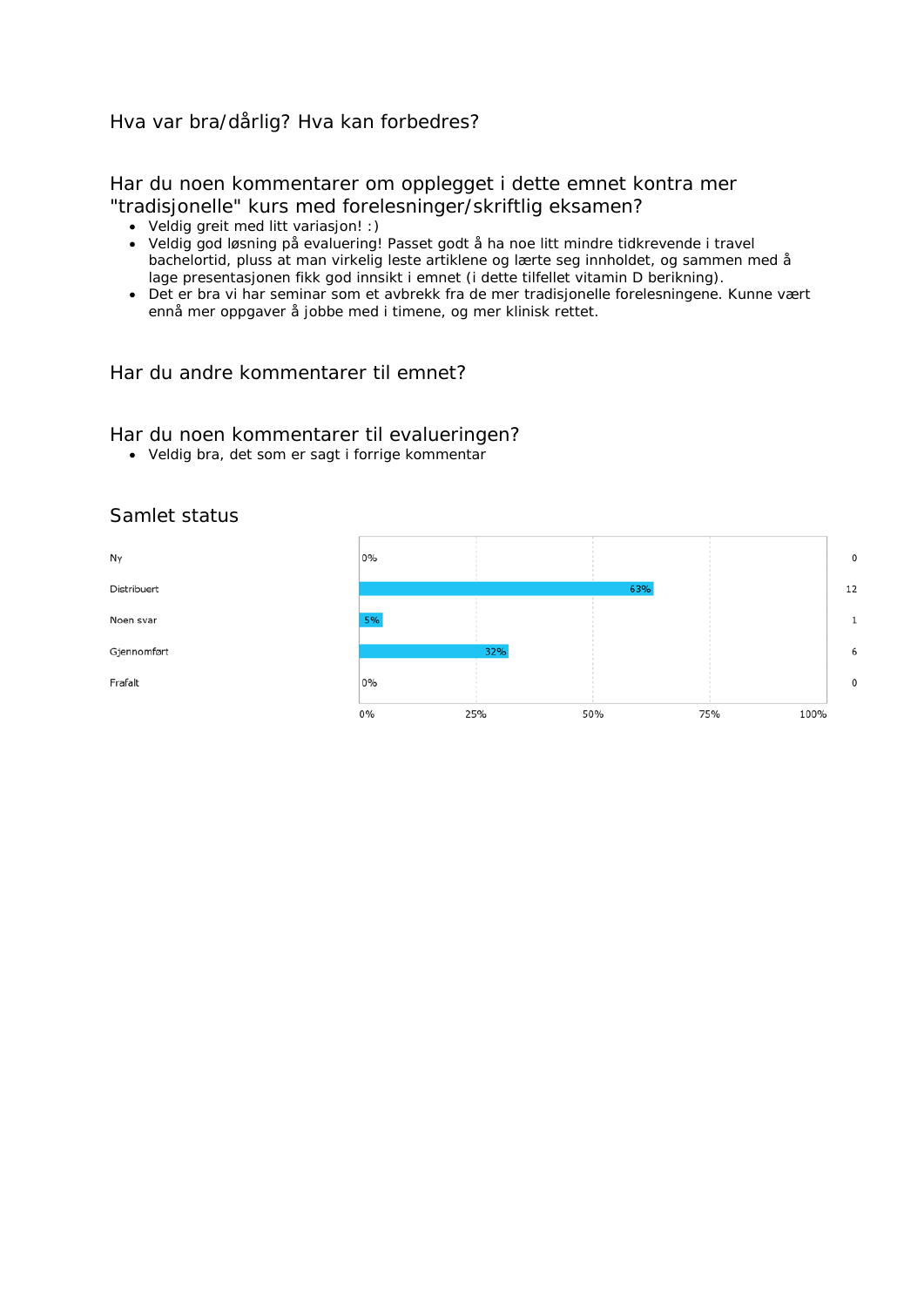## Hva var bra/dårlig? Hva kan forbedres?

## Har du noen kommentarer om opplegget i dette emnet kontra mer "tradisjonelle" kurs med forelesninger/skriftlig eksamen?

- Veldig greit med litt variasjon! :)
- Veldig god løsning på evaluering! Passet godt å ha noe litt mindre tidkrevende i travel bachelortid, pluss at man virkelig leste artiklene og lærte seg innholdet, og sammen med å lage presentasjonen fikk god innsikt i emnet (i dette tilfellet vitamin D berikning).
- Det er bra vi har seminar som et avbrekk fra de mer tradisjonelle forelesningene. Kunne vært ennå mer oppgaver å jobbe med i timene, og mer klinisk rettet.

## Har du andre kommentarer til emnet?

## Har du noen kommentarer til evalueringen?

- Veldig bra, det som er sagt i forrige kommentar

## Samlet status

Ny 0% 0
Distribuert 63% 12
Noen svar 5% 1
Gjennomført 32% 6
Frafalt 0% 0

0% 25% 50% 75% 100%